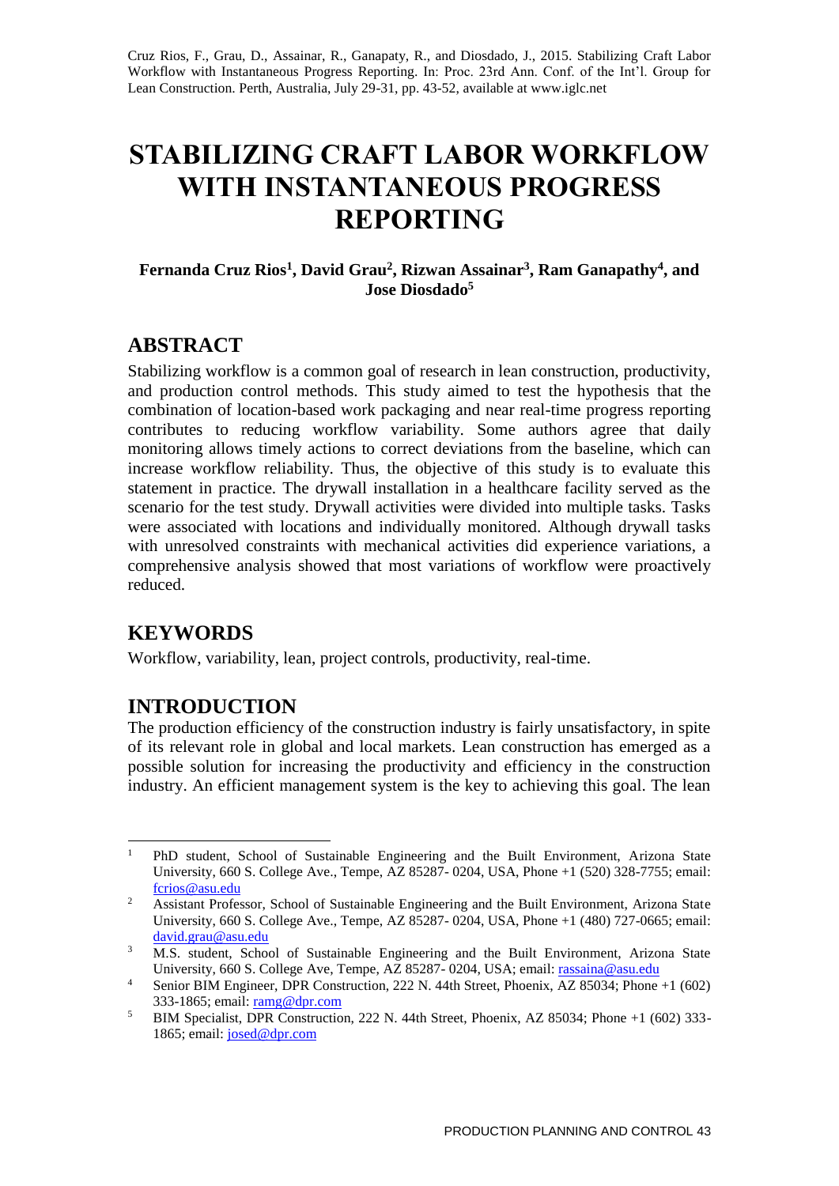Cruz Rios, F., Grau, D., Assainar, R., Ganapaty, R., and Diosdado, J., 2015. Stabilizing Craft Labor Workflow with Instantaneous Progress Reporting. In: Proc. 23rd Ann. Conf. of the Int'l. Group for Lean Construction. Perth, Australia, July 29-31, pp. 43-52, available at www.iglc.net

# STABILIZING CRAFT LABOR WORKFLOW WITH INSTANTANEOUS PROGRESS REPORTING

**Fernanda Cruz Rios[1], David Grau[2], Rizwan Assainar[3], Ram Ganapathy[4], and Jose Diosdado[5]**

## ABSTRACT

Stabilizing workflow is a common goal of research in lean construction, productivity, and production control methods. This study aimed to test the hypothesis that the combination of location-based work packaging and near real-time progress reporting contributes to reducing workflow variability. Some authors agree that daily monitoring allows timely actions to correct deviations from the baseline, which can increase workflow reliability. Thus, the objective of this study is to evaluate this statement in practice. The drywall installation in a healthcare facility served as the scenario for the test study. Drywall activities were divided into multiple tasks. Tasks were associated with locations and individually monitored. Although drywall tasks with unresolved constraints with mechanical activities did experience variations, a comprehensive analysis showed that most variations of workflow were proactively reduced.

## KEYWORDS

Workflow, variability, lean, project controls, productivity, real-time.

## INTRODUCTION

The production efficiency of the construction industry is fairly unsatisfactory, in spite of its relevant role in global and local markets. Lean construction has emerged as a possible solution for increasing the productivity and efficiency in the construction industry. An efficient management system is the key to achieving this goal. The lean

---

[1] PhD student, School of Sustainable Engineering and the Built Environment, Arizona State University, 660 S. College Ave., Tempe, AZ 85287- 0204, USA, Phone +1 (520) 328-7755; email: fcrios@asu.edu

[2] Assistant Professor, School of Sustainable Engineering and the Built Environment, Arizona State University, 660 S. College Ave., Tempe, AZ 85287- 0204, USA, Phone +1 (480) 727-0665; email: david.grau@asu.edu

[3] M.S. student, School of Sustainable Engineering and the Built Environment, Arizona State University, 660 S. College Ave, Tempe, AZ 85287- 0204, USA; email: rassaina@asu.edu

[4] Senior BIM Engineer, DPR Construction, 222 N. 44th Street, Phoenix, AZ 85034; Phone +1 (602) 333-1865; email: ramg@dpr.com

[5] BIM Specialist, DPR Construction, 222 N. 44th Street, Phoenix, AZ 85034; Phone +1 (602) 333-1865; email: josed@dpr.com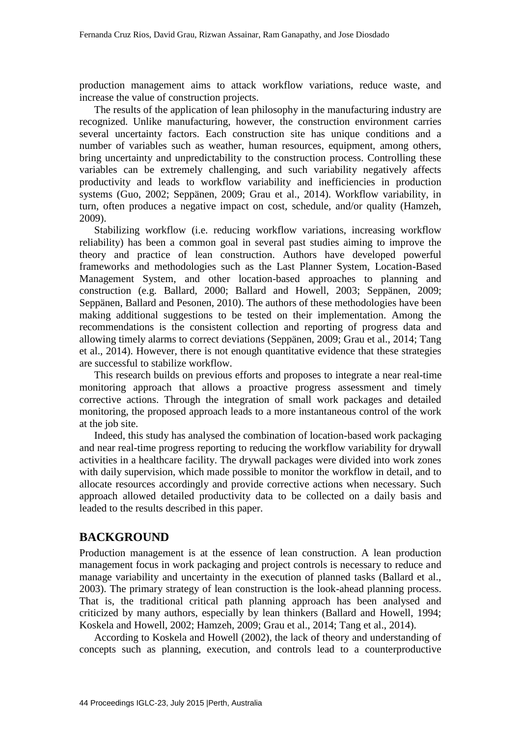production management aims to attack workflow variations, reduce waste, and increase the value of construction projects.

The results of the application of lean philosophy in the manufacturing industry are recognized. Unlike manufacturing, however, the construction environment carries several uncertainty factors. Each construction site has unique conditions and a number of variables such as weather, human resources, equipment, among others, bring uncertainty and unpredictability to the construction process. Controlling these variables can be extremely challenging, and such variability negatively affects productivity and leads to workflow variability and inefficiencies in production systems (Guo, 2002; Seppänen, 2009; Grau et al., 2014). Workflow variability, in turn, often produces a negative impact on cost, schedule, and/or quality (Hamzeh, 2009).

Stabilizing workflow (i.e. reducing workflow variations, increasing workflow reliability) has been a common goal in several past studies aiming to improve the theory and practice of lean construction. Authors have developed powerful frameworks and methodologies such as the Last Planner System, Location-Based Management System, and other location-based approaches to planning and construction (e.g. Ballard, 2000; Ballard and Howell, 2003; Seppänen, 2009; Seppänen, Ballard and Pesonen, 2010). The authors of these methodologies have been making additional suggestions to be tested on their implementation. Among the recommendations is the consistent collection and reporting of progress data and allowing timely alarms to correct deviations (Seppänen, 2009; Grau et al., 2014; Tang et al., 2014). However, there is not enough quantitative evidence that these strategies are successful to stabilize workflow.

This research builds on previous efforts and proposes to integrate a near real-time monitoring approach that allows a proactive progress assessment and timely corrective actions. Through the integration of small work packages and detailed monitoring, the proposed approach leads to a more instantaneous control of the work at the job site.

Indeed, this study has analysed the combination of location-based work packaging and near real-time progress reporting to reducing the workflow variability for drywall activities in a healthcare facility. The drywall packages were divided into work zones with daily supervision, which made possible to monitor the workflow in detail, and to allocate resources accordingly and provide corrective actions when necessary. Such approach allowed detailed productivity data to be collected on a daily basis and leaded to the results described in this paper.

## BACKGROUND

Production management is at the essence of lean construction. A lean production management focus in work packaging and project controls is necessary to reduce and manage variability and uncertainty in the execution of planned tasks (Ballard et al., 2003). The primary strategy of lean construction is the look-ahead planning process. That is, the traditional critical path planning approach has been analysed and criticized by many authors, especially by lean thinkers (Ballard and Howell, 1994; Koskela and Howell, 2002; Hamzeh, 2009; Grau et al., 2014; Tang et al., 2014).

According to Koskela and Howell (2002), the lack of theory and understanding of concepts such as planning, execution, and controls lead to a counterproductive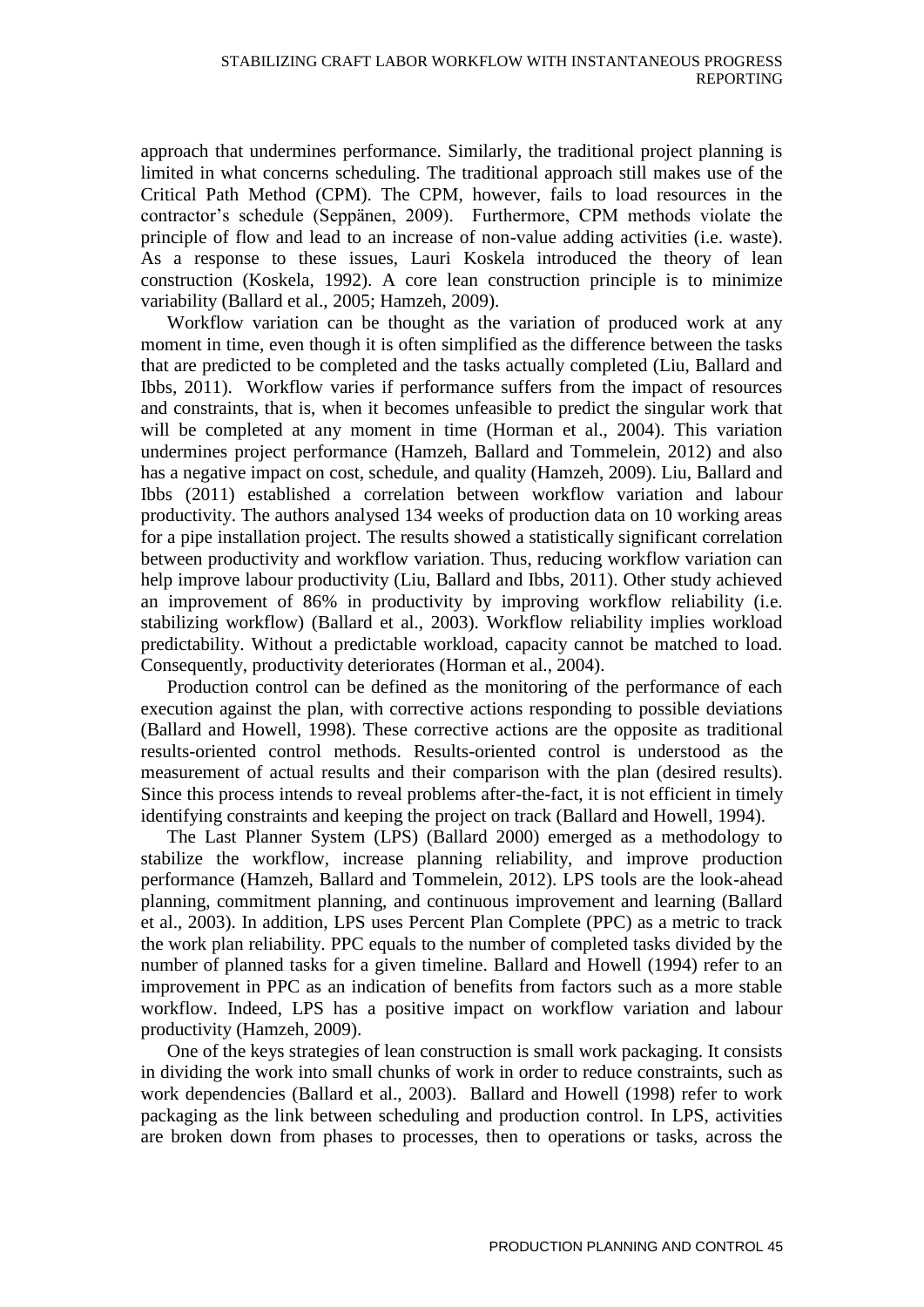approach that undermines performance. Similarly, the traditional project planning is limited in what concerns scheduling. The traditional approach still makes use of the Critical Path Method (CPM). The CPM, however, fails to load resources in the contractor's schedule (Seppänen, 2009). Furthermore, CPM methods violate the principle of flow and lead to an increase of non-value adding activities (i.e. waste). As a response to these issues, Lauri Koskela introduced the theory of lean construction (Koskela, 1992). A core lean construction principle is to minimize variability (Ballard et al., 2005; Hamzeh, 2009).

Workflow variation can be thought as the variation of produced work at any moment in time, even though it is often simplified as the difference between the tasks that are predicted to be completed and the tasks actually completed (Liu, Ballard and Ibbs, 2011). Workflow varies if performance suffers from the impact of resources and constraints, that is, when it becomes unfeasible to predict the singular work that will be completed at any moment in time (Horman et al., 2004). This variation undermines project performance (Hamzeh, Ballard and Tommelein, 2012) and also has a negative impact on cost, schedule, and quality (Hamzeh, 2009). Liu, Ballard and Ibbs (2011) established a correlation between workflow variation and labour productivity. The authors analysed 134 weeks of production data on 10 working areas for a pipe installation project. The results showed a statistically significant correlation between productivity and workflow variation. Thus, reducing workflow variation can help improve labour productivity (Liu, Ballard and Ibbs, 2011). Other study achieved an improvement of 86% in productivity by improving workflow reliability (i.e. stabilizing workflow) (Ballard et al., 2003). Workflow reliability implies workload predictability. Without a predictable workload, capacity cannot be matched to load. Consequently, productivity deteriorates (Horman et al., 2004).

Production control can be defined as the monitoring of the performance of each execution against the plan, with corrective actions responding to possible deviations (Ballard and Howell, 1998). These corrective actions are the opposite as traditional results-oriented control methods. Results-oriented control is understood as the measurement of actual results and their comparison with the plan (desired results). Since this process intends to reveal problems after-the-fact, it is not efficient in timely identifying constraints and keeping the project on track (Ballard and Howell, 1994).

The Last Planner System (LPS) (Ballard 2000) emerged as a methodology to stabilize the workflow, increase planning reliability, and improve production performance (Hamzeh, Ballard and Tommelein, 2012). LPS tools are the look-ahead planning, commitment planning, and continuous improvement and learning (Ballard et al., 2003). In addition, LPS uses Percent Plan Complete (PPC) as a metric to track the work plan reliability. PPC equals to the number of completed tasks divided by the number of planned tasks for a given timeline. Ballard and Howell (1994) refer to an improvement in PPC as an indication of benefits from factors such as a more stable workflow. Indeed, LPS has a positive impact on workflow variation and labour productivity (Hamzeh, 2009).

One of the keys strategies of lean construction is small work packaging. It consists in dividing the work into small chunks of work in order to reduce constraints, such as work dependencies (Ballard et al., 2003). Ballard and Howell (1998) refer to work packaging as the link between scheduling and production control. In LPS, activities are broken down from phases to processes, then to operations or tasks, across the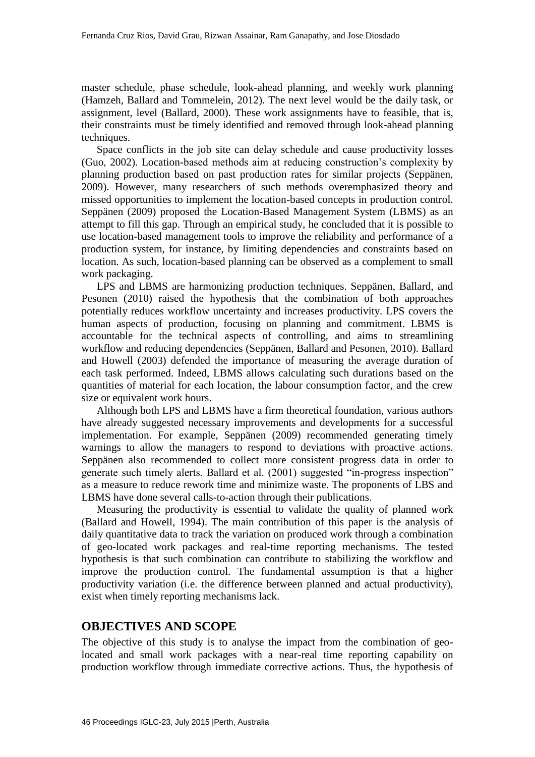master schedule, phase schedule, look-ahead planning, and weekly work planning (Hamzeh, Ballard and Tommelein, 2012). The next level would be the daily task, or assignment, level (Ballard, 2000). These work assignments have to feasible, that is, their constraints must be timely identified and removed through look-ahead planning techniques.

Space conflicts in the job site can delay schedule and cause productivity losses (Guo, 2002). Location-based methods aim at reducing construction's complexity by planning production based on past production rates for similar projects (Seppänen, 2009). However, many researchers of such methods overemphasized theory and missed opportunities to implement the location-based concepts in production control. Seppänen (2009) proposed the Location-Based Management System (LBMS) as an attempt to fill this gap. Through an empirical study, he concluded that it is possible to use location-based management tools to improve the reliability and performance of a production system, for instance, by limiting dependencies and constraints based on location. As such, location-based planning can be observed as a complement to small work packaging.

LPS and LBMS are harmonizing production techniques. Seppänen, Ballard, and Pesonen (2010) raised the hypothesis that the combination of both approaches potentially reduces workflow uncertainty and increases productivity. LPS covers the human aspects of production, focusing on planning and commitment. LBMS is accountable for the technical aspects of controlling, and aims to streamlining workflow and reducing dependencies (Seppänen, Ballard and Pesonen, 2010). Ballard and Howell (2003) defended the importance of measuring the average duration of each task performed. Indeed, LBMS allows calculating such durations based on the quantities of material for each location, the labour consumption factor, and the crew size or equivalent work hours.

Although both LPS and LBMS have a firm theoretical foundation, various authors have already suggested necessary improvements and developments for a successful implementation. For example, Seppänen (2009) recommended generating timely warnings to allow the managers to respond to deviations with proactive actions. Seppänen also recommended to collect more consistent progress data in order to generate such timely alerts. Ballard et al. (2001) suggested "in-progress inspection" as a measure to reduce rework time and minimize waste. The proponents of LBS and LBMS have done several calls-to-action through their publications.

Measuring the productivity is essential to validate the quality of planned work (Ballard and Howell, 1994). The main contribution of this paper is the analysis of daily quantitative data to track the variation on produced work through a combination of geo-located work packages and real-time reporting mechanisms. The tested hypothesis is that such combination can contribute to stabilizing the workflow and improve the production control. The fundamental assumption is that a higher productivity variation (i.e. the difference between planned and actual productivity), exist when timely reporting mechanisms lack.

## OBJECTIVES AND SCOPE

The objective of this study is to analyse the impact from the combination of geo-located and small work packages with a near-real time reporting capability on production workflow through immediate corrective actions. Thus, the hypothesis of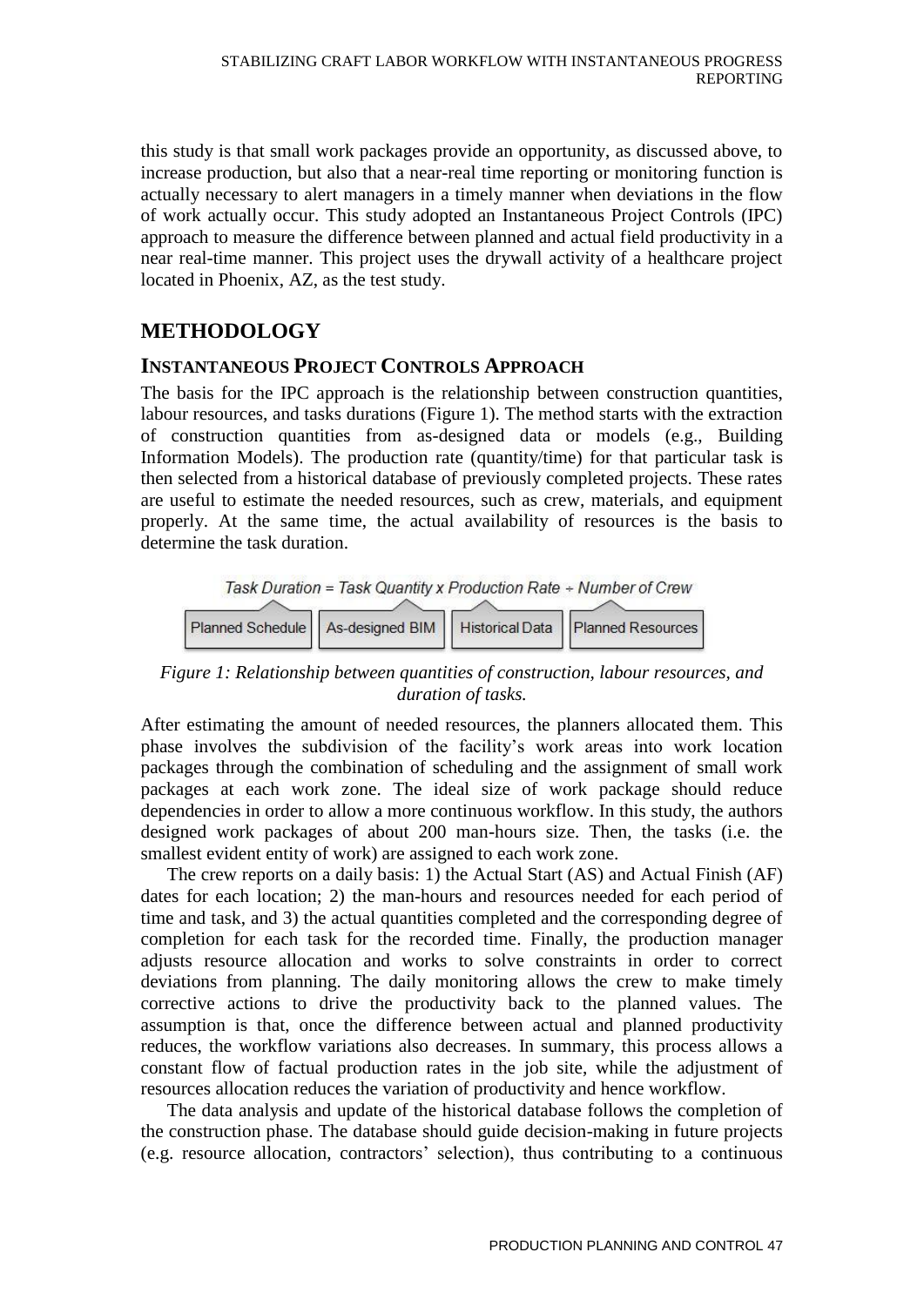this study is that small work packages provide an opportunity, as discussed above, to increase production, but also that a near-real time reporting or monitoring function is actually necessary to alert managers in a timely manner when deviations in the flow of work actually occur. This study adopted an Instantaneous Project Controls (IPC) approach to measure the difference between planned and actual field productivity in a near real-time manner. This project uses the drywall activity of a healthcare project located in Phoenix, AZ, as the test study.

## METHODOLOGY

### INSTANTANEOUS PROJECT CONTROLS APPROACH

The basis for the IPC approach is the relationship between construction quantities, labour resources, and tasks durations (Figure 1). The method starts with the extraction of construction quantities from as-designed data or models (e.g., Building Information Models). The production rate (quantity/time) for that particular task is then selected from a historical database of previously completed projects. These rates are useful to estimate the needed resources, such as crew, materials, and equipment properly. At the same time, the actual availability of resources is the basis to determine the task duration.

*Task Duration = Task Quantity x Production Rate ÷ Number of Crew*

Planned Schedule | As-designed BIM | Historical Data | Planned Resources

*Figure 1: Relationship between quantities of construction, labour resources, and duration of tasks.*

After estimating the amount of needed resources, the planners allocated them. This phase involves the subdivision of the facility's work areas into work location packages through the combination of scheduling and the assignment of small work packages at each work zone. The ideal size of work package should reduce dependencies in order to allow a more continuous workflow. In this study, the authors designed work packages of about 200 man-hours size. Then, the tasks (i.e. the smallest evident entity of work) are assigned to each work zone.

The crew reports on a daily basis: 1) the Actual Start (AS) and Actual Finish (AF) dates for each location; 2) the man-hours and resources needed for each period of time and task, and 3) the actual quantities completed and the corresponding degree of completion for each task for the recorded time. Finally, the production manager adjusts resource allocation and works to solve constraints in order to correct deviations from planning. The daily monitoring allows the crew to make timely corrective actions to drive the productivity back to the planned values. The assumption is that, once the difference between actual and planned productivity reduces, the workflow variations also decreases. In summary, this process allows a constant flow of factual production rates in the job site, while the adjustment of resources allocation reduces the variation of productivity and hence workflow.

The data analysis and update of the historical database follows the completion of the construction phase. The database should guide decision-making in future projects (e.g. resource allocation, contractors' selection), thus contributing to a continuous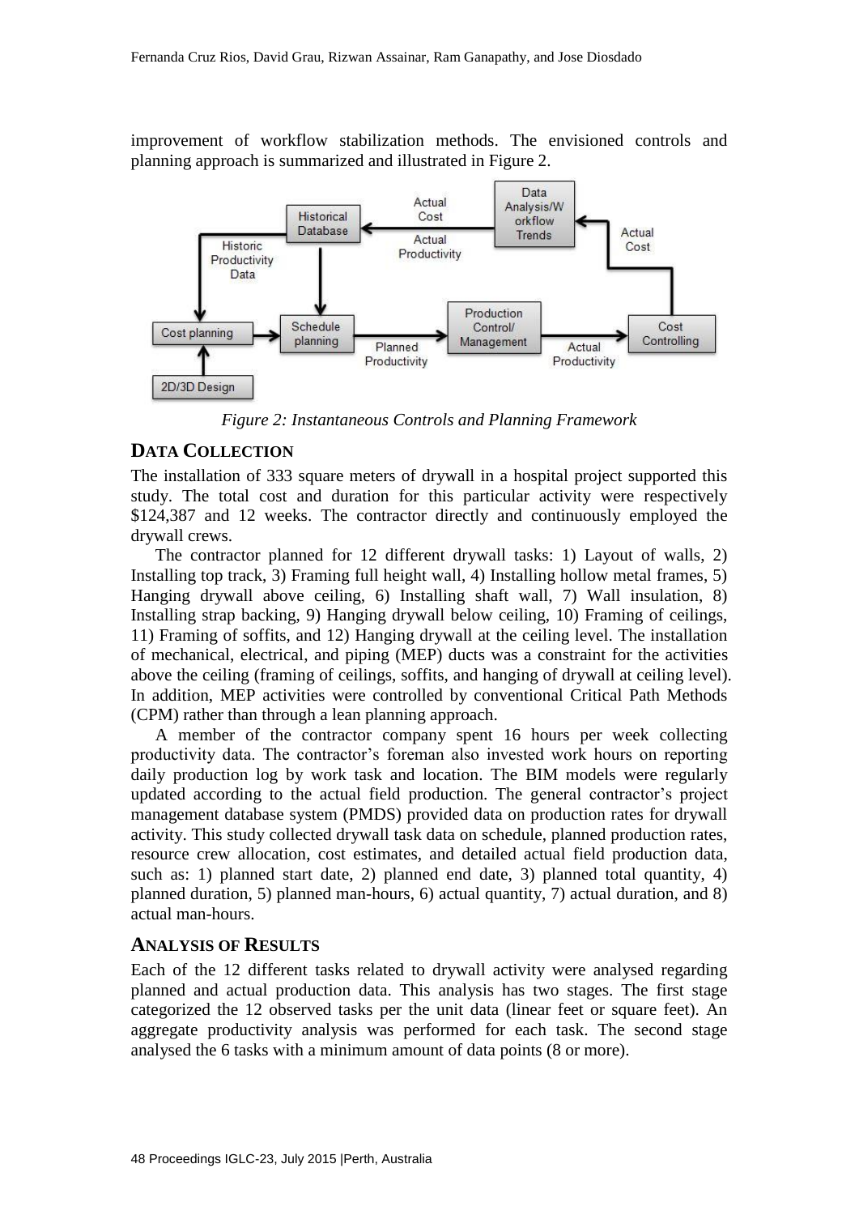improvement of workflow stabilization methods. The envisioned controls and planning approach is summarized and illustrated in Figure 2.

*Figure 2: Instantaneous Controls and Planning Framework*

## DATA COLLECTION

The installation of 333 square meters of drywall in a hospital project supported this study. The total cost and duration for this particular activity were respectively \$124,387 and 12 weeks. The contractor directly and continuously employed the drywall crews.

The contractor planned for 12 different drywall tasks: 1) Layout of walls, 2) Installing top track, 3) Framing full height wall, 4) Installing hollow metal frames, 5) Hanging drywall above ceiling, 6) Installing shaft wall, 7) Wall insulation, 8) Installing strap backing, 9) Hanging drywall below ceiling, 10) Framing of ceilings, 11) Framing of soffits, and 12) Hanging drywall at the ceiling level. The installation of mechanical, electrical, and piping (MEP) ducts was a constraint for the activities above the ceiling (framing of ceilings, soffits, and hanging of drywall at ceiling level). In addition, MEP activities were controlled by conventional Critical Path Methods (CPM) rather than through a lean planning approach.

A member of the contractor company spent 16 hours per week collecting productivity data. The contractor's foreman also invested work hours on reporting daily production log by work task and location. The BIM models were regularly updated according to the actual field production. The general contractor's project management database system (PMDS) provided data on production rates for drywall activity. This study collected drywall task data on schedule, planned production rates, resource crew allocation, cost estimates, and detailed actual field production data, such as: 1) planned start date, 2) planned end date, 3) planned total quantity, 4) planned duration, 5) planned man-hours, 6) actual quantity, 7) actual duration, and 8) actual man-hours.

## ANALYSIS OF RESULTS

Each of the 12 different tasks related to drywall activity were analysed regarding planned and actual production data. This analysis has two stages. The first stage categorized the 12 observed tasks per the unit data (linear feet or square feet). An aggregate productivity analysis was performed for each task. The second stage analysed the 6 tasks with a minimum amount of data points (8 or more).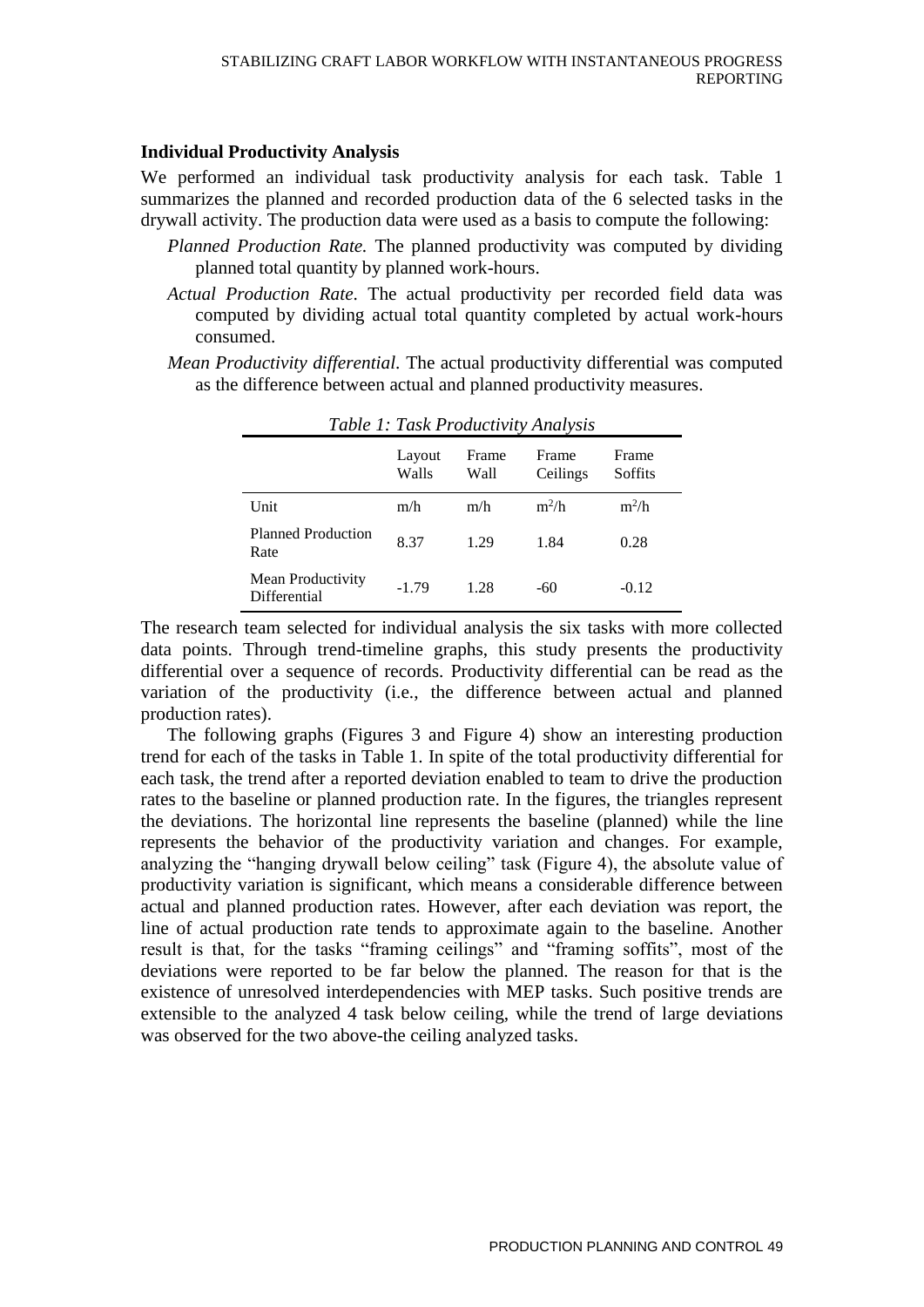### Individual Productivity Analysis

We performed an individual task productivity analysis for each task. Table 1 summarizes the planned and recorded production data of the 6 selected tasks in the drywall activity. The production data were used as a basis to compute the following:

*Planned Production Rate.* The planned productivity was computed by dividing planned total quantity by planned work-hours.

*Actual Production Rate.* The actual productivity per recorded field data was computed by dividing actual total quantity completed by actual work-hours consumed.

*Mean Productivity differential.* The actual productivity differential was computed as the difference between actual and planned productivity measures.

*Table 1: Task Productivity Analysis*

| | Layout Walls | Frame Wall | Frame Ceilings | Frame Soffits |
|---|---|---|---|---|
| Unit | m/h | m/h | $m^2/h$ | $m^2/h$ |
| Planned Production Rate | 8.37 | 1.29 | 1.84 | 0.28 |
| Mean Productivity Differential | -1.79 | 1.28 | -60 | -0.12 |

The research team selected for individual analysis the six tasks with more collected data points. Through trend-timeline graphs, this study presents the productivity differential over a sequence of records. Productivity differential can be read as the variation of the productivity (i.e., the difference between actual and planned production rates).

The following graphs (Figures 3 and Figure 4) show an interesting production trend for each of the tasks in Table 1. In spite of the total productivity differential for each task, the trend after a reported deviation enabled to team to drive the production rates to the baseline or planned production rate. In the figures, the triangles represent the deviations. The horizontal line represents the baseline (planned) while the line represents the behavior of the productivity variation and changes. For example, analyzing the "hanging drywall below ceiling" task (Figure 4), the absolute value of productivity variation is significant, which means a considerable difference between actual and planned production rates. However, after each deviation was report, the line of actual production rate tends to approximate again to the baseline. Another result is that, for the tasks "framing ceilings" and "framing soffits", most of the deviations were reported to be far below the planned. The reason for that is the existence of unresolved interdependencies with MEP tasks. Such positive trends are extensible to the analyzed 4 task below ceiling, while the trend of large deviations was observed for the two above-the ceiling analyzed tasks.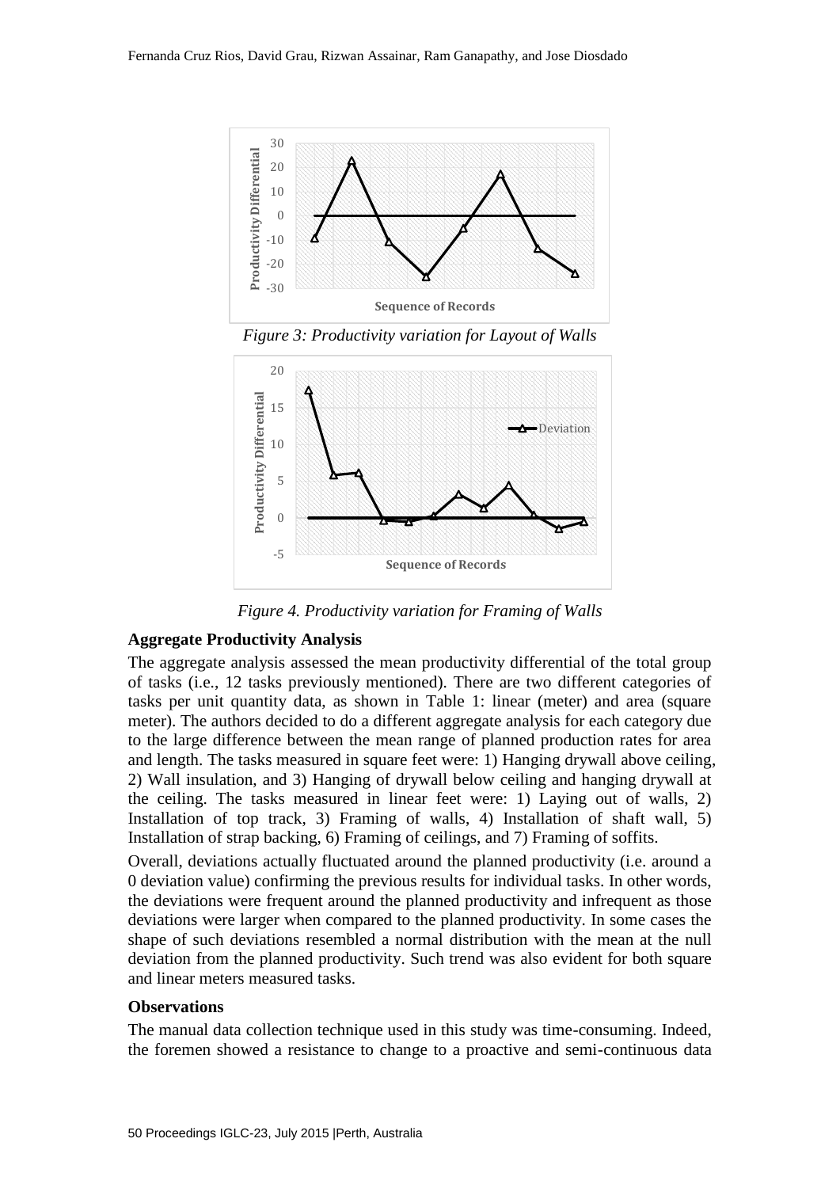*Figure 3: Productivity variation for Layout of Walls*

*Figure 4. Productivity variation for Framing of Walls*

**Aggregate Productivity Analysis**

The aggregate analysis assessed the mean productivity differential of the total group of tasks (i.e., 12 tasks previously mentioned). There are two different categories of tasks per unit quantity data, as shown in Table 1: linear (meter) and area (square meter). The authors decided to do a different aggregate analysis for each category due to the large difference between the mean range of planned production rates for area and length. The tasks measured in square feet were: 1) Hanging drywall above ceiling, 2) Wall insulation, and 3) Hanging of drywall below ceiling and hanging drywall at the ceiling. The tasks measured in linear feet were: 1) Laying out of walls, 2) Installation of top track, 3) Framing of walls, 4) Installation of shaft wall, 5) Installation of strap backing, 6) Framing of ceilings, and 7) Framing of soffits.

Overall, deviations actually fluctuated around the planned productivity (i.e. around a 0 deviation value) confirming the previous results for individual tasks. In other words, the deviations were frequent around the planned productivity and infrequent as those deviations were larger when compared to the planned productivity. In some cases the shape of such deviations resembled a normal distribution with the mean at the null deviation from the planned productivity. Such trend was also evident for both square and linear meters measured tasks.

**Observations**

The manual data collection technique used in this study was time-consuming. Indeed, the foremen showed a resistance to change to a proactive and semi-continuous data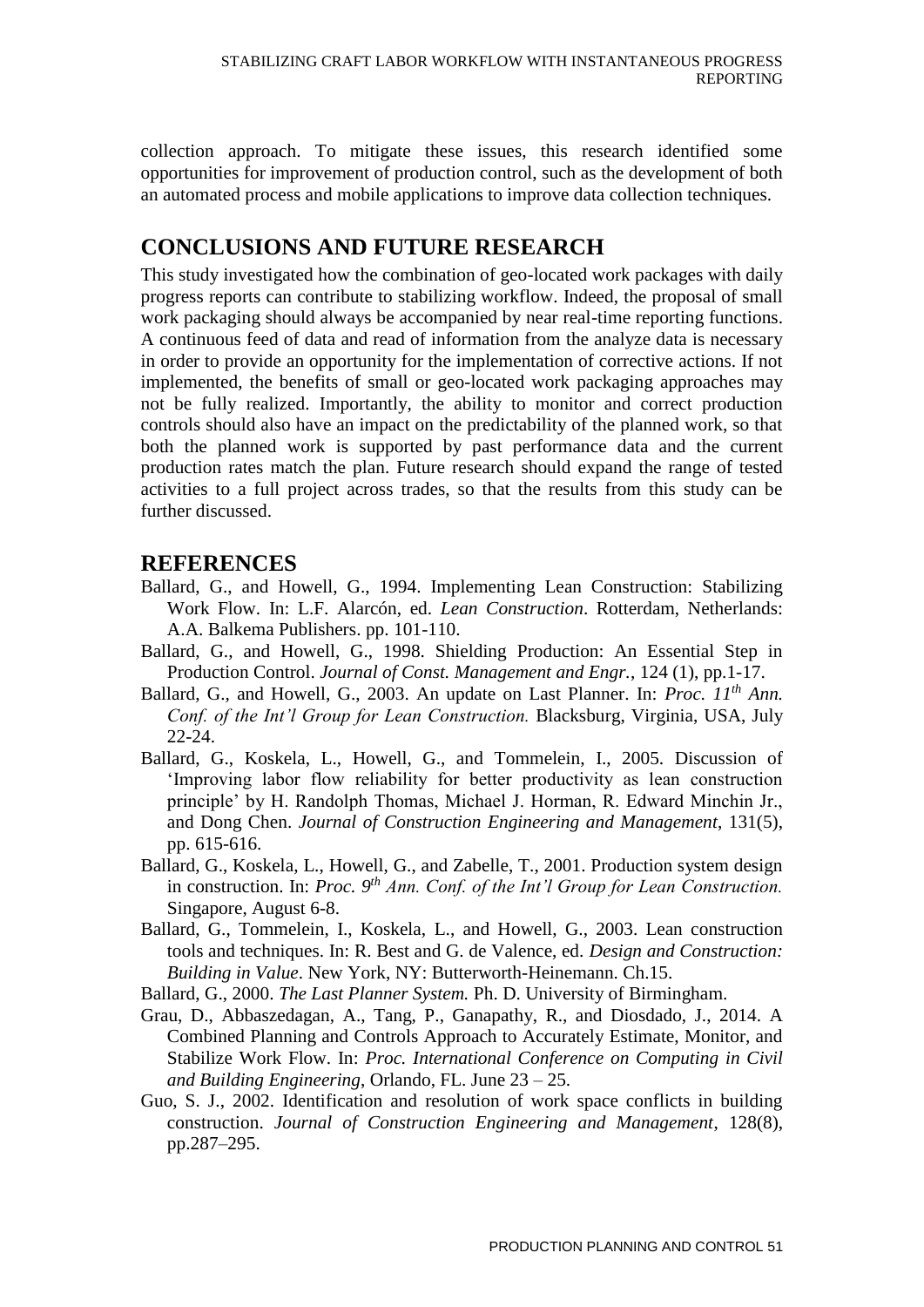collection approach. To mitigate these issues, this research identified some opportunities for improvement of production control, such as the development of both an automated process and mobile applications to improve data collection techniques.

## CONCLUSIONS AND FUTURE RESEARCH

This study investigated how the combination of geo-located work packages with daily progress reports can contribute to stabilizing workflow. Indeed, the proposal of small work packaging should always be accompanied by near real-time reporting functions. A continuous feed of data and read of information from the analyze data is necessary in order to provide an opportunity for the implementation of corrective actions. If not implemented, the benefits of small or geo-located work packaging approaches may not be fully realized. Importantly, the ability to monitor and correct production controls should also have an impact on the predictability of the planned work, so that both the planned work is supported by past performance data and the current production rates match the plan. Future research should expand the range of tested activities to a full project across trades, so that the results from this study can be further discussed.

## REFERENCES

Ballard, G., and Howell, G., 1994. Implementing Lean Construction: Stabilizing Work Flow. In: L.F. Alarcón, ed. *Lean Construction*. Rotterdam, Netherlands: A.A. Balkema Publishers. pp. 101-110.

Ballard, G., and Howell, G., 1998. Shielding Production: An Essential Step in Production Control. *Journal of Const. Management and Engr.*, 124 (1), pp.1-17.

Ballard, G., and Howell, G., 2003. An update on Last Planner. In: *Proc. 11th Ann. Conf. of the Int'l Group for Lean Construction.* Blacksburg, Virginia, USA, July 22-24.

Ballard, G., Koskela, L., Howell, G., and Tommelein, I., 2005. Discussion of 'Improving labor flow reliability for better productivity as lean construction principle' by H. Randolph Thomas, Michael J. Horman, R. Edward Minchin Jr., and Dong Chen. *Journal of Construction Engineering and Management*, 131(5), pp. 615-616.

Ballard, G., Koskela, L., Howell, G., and Zabelle, T., 2001. Production system design in construction. In: *Proc. 9th Ann. Conf. of the Int'l Group for Lean Construction.* Singapore, August 6-8.

Ballard, G., Tommelein, I., Koskela, L., and Howell, G., 2003. Lean construction tools and techniques. In: R. Best and G. de Valence, ed. *Design and Construction: Building in Value*. New York, NY: Butterworth-Heinemann. Ch.15.

Ballard, G., 2000. *The Last Planner System.* Ph. D. University of Birmingham.

Grau, D., Abbaszedagan, A., Tang, P., Ganapathy, R., and Diosdado, J., 2014. A Combined Planning and Controls Approach to Accurately Estimate, Monitor, and Stabilize Work Flow. In: *Proc. International Conference on Computing in Civil and Building Engineering*, Orlando, FL. June 23 – 25.

Guo, S. J., 2002. Identification and resolution of work space conflicts in building construction. *Journal of Construction Engineering and Management*, 128(8), pp.287–295.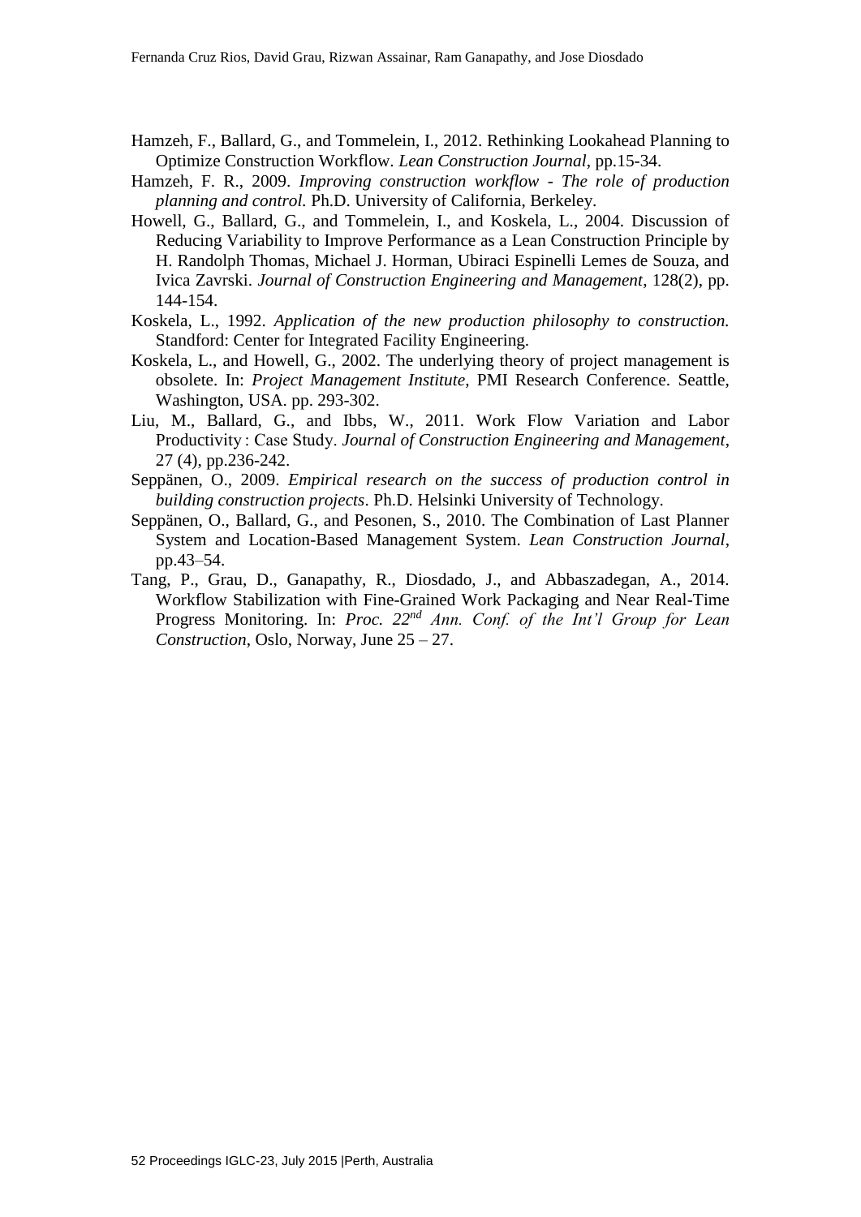Hamzeh, F., Ballard, G., and Tommelein, I., 2012. Rethinking Lookahead Planning to Optimize Construction Workflow. *Lean Construction Journal*, pp.15-34.

Hamzeh, F. R., 2009. *Improving construction workflow - The role of production planning and control.* Ph.D. University of California, Berkeley.

Howell, G., Ballard, G., and Tommelein, I., and Koskela, L., 2004. Discussion of Reducing Variability to Improve Performance as a Lean Construction Principle by H. Randolph Thomas, Michael J. Horman, Ubiraci Espinelli Lemes de Souza, and Ivica Zavrski. *Journal of Construction Engineering and Management*, 128(2), pp. 144-154.

Koskela, L., 1992. *Application of the new production philosophy to construction.* Standford: Center for Integrated Facility Engineering.

Koskela, L., and Howell, G., 2002. The underlying theory of project management is obsolete. In: *Project Management Institute*, PMI Research Conference. Seattle, Washington, USA. pp. 293-302.

Liu, M., Ballard, G., and Ibbs, W., 2011. Work Flow Variation and Labor Productivity : Case Study. *Journal of Construction Engineering and Management*, 27 (4), pp.236-242.

Seppänen, O., 2009. *Empirical research on the success of production control in building construction projects*. Ph.D. Helsinki University of Technology.

Seppänen, O., Ballard, G., and Pesonen, S., 2010. The Combination of Last Planner System and Location-Based Management System. *Lean Construction Journal*, pp.43–54.

Tang, P., Grau, D., Ganapathy, R., Diosdado, J., and Abbaszadegan, A., 2014. Workflow Stabilization with Fine-Grained Work Packaging and Near Real-Time Progress Monitoring. In: *Proc. 22nd Ann. Conf. of the Int'l Group for Lean Construction*, Oslo, Norway, June 25 – 27.